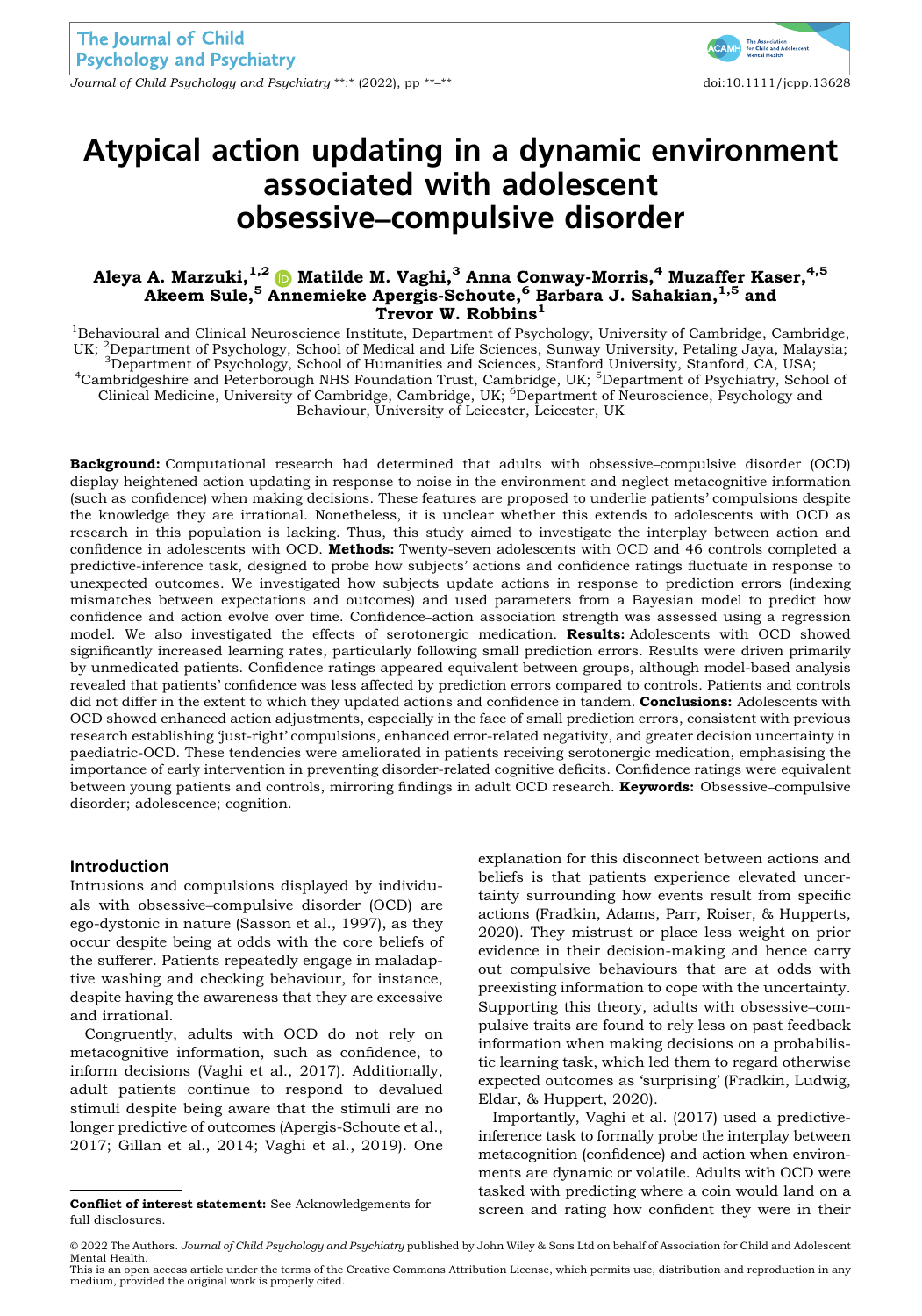# Atypical action updating in a dynamic environment associated with adolescent obsessive–compulsive disorder

**Aleya A. Marzuki,[1,2] Matilde M. Vaghi,[3] Anna Conway-Morris,[4] Muzaffer Kaser,[4,5] Akeem Sule,[5] Annemieke Apergis-Schoute,[6] Barbara J. Sahakian,[1,5] and Trevor W. Robbins[1]**

[1]Behavioural and Clinical Neuroscience Institute, Department of Psychology, University of Cambridge, Cambridge, UK; [2]Department of Psychology, School of Medical and Life Sciences, Sunway University, Petaling Jaya, Malaysia; [3]Department of Psychology, School of Humanities and Sciences, Stanford University, Stanford, CA, USA; [4]Cambridgeshire and Peterborough NHS Foundation Trust, Cambridge, UK; [5]Department of Psychiatry, School of Clinical Medicine, University of Cambridge, Cambridge, UK; [6]Department of Neuroscience, Psychology and Behaviour, University of Leicester, Leicester, UK

**Background:** Computational research had determined that adults with obsessive–compulsive disorder (OCD) display heightened action updating in response to noise in the environment and neglect metacognitive information (such as confidence) when making decisions. These features are proposed to underlie patients' compulsions despite the knowledge they are irrational. Nonetheless, it is unclear whether this extends to adolescents with OCD as research in this population is lacking. Thus, this study aimed to investigate the interplay between action and confidence in adolescents with OCD. **Methods:** Twenty-seven adolescents with OCD and 46 controls completed a predictive-inference task, designed to probe how subjects' actions and confidence ratings fluctuate in response to unexpected outcomes. We investigated how subjects update actions in response to prediction errors (indexing mismatches between expectations and outcomes) and used parameters from a Bayesian model to predict how confidence and action evolve over time. Confidence–action association strength was assessed using a regression model. We also investigated the effects of serotonergic medication. **Results:** Adolescents with OCD showed significantly increased learning rates, particularly following small prediction errors. Results were driven primarily by unmedicated patients. Confidence ratings appeared equivalent between groups, although model-based analysis revealed that patients' confidence was less affected by prediction errors compared to controls. Patients and controls did not differ in the extent to which they updated actions and confidence in tandem. **Conclusions:** Adolescents with OCD showed enhanced action adjustments, especially in the face of small prediction errors, consistent with previous research establishing 'just-right' compulsions, enhanced error-related negativity, and greater decision uncertainty in paediatric-OCD. These tendencies were ameliorated in patients receiving serotonergic medication, emphasising the importance of early intervention in preventing disorder-related cognitive deficits. Confidence ratings were equivalent between young patients and controls, mirroring findings in adult OCD research. **Keywords:** Obsessive–compulsive disorder; adolescence; cognition.

## Introduction

Intrusions and compulsions displayed by individuals with obsessive–compulsive disorder (OCD) are ego-dystonic in nature (Sasson et al., 1997), as they occur despite being at odds with the core beliefs of the sufferer. Patients repeatedly engage in maladaptive washing and checking behaviour, for instance, despite having the awareness that they are excessive and irrational.

Congruently, adults with OCD do not rely on metacognitive information, such as confidence, to inform decisions (Vaghi et al., 2017). Additionally, adult patients continue to respond to devalued stimuli despite being aware that the stimuli are no longer predictive of outcomes (Apergis-Schoute et al., 2017; Gillan et al., 2014; Vaghi et al., 2019). One explanation for this disconnect between actions and beliefs is that patients experience elevated uncertainty surrounding how events result from specific actions (Fradkin, Adams, Parr, Roiser, & Huppert, 2020). They mistrust or place less weight on prior evidence in their decision-making and hence carry out compulsive behaviours that are at odds with preexisting information to cope with the uncertainty. Supporting this theory, adults with obsessive–compulsive traits are found to rely less on past feedback information when making decisions on a probabilistic learning task, which led them to regard otherwise expected outcomes as 'surprising' (Fradkin, Ludwig, Eldar, & Huppert, 2020).

Importantly, Vaghi et al. (2017) used a predictive-inference task to formally probe the interplay between metacognition (confidence) and action when environments are dynamic or volatile. Adults with OCD were tasked with predicting where a coin would land on a screen and rating how confident they were in their

**Conflict of interest statement:** See Acknowledgements for full disclosures.

© 2022 The Authors. *Journal of Child Psychology and Psychiatry* published by John Wiley & Sons Ltd on behalf of Association for Child and Adolescent Mental Health.
This is an open access article under the terms of the Creative Commons Attribution License, which permits use, distribution and reproduction in any medium, provided the original work is properly cited.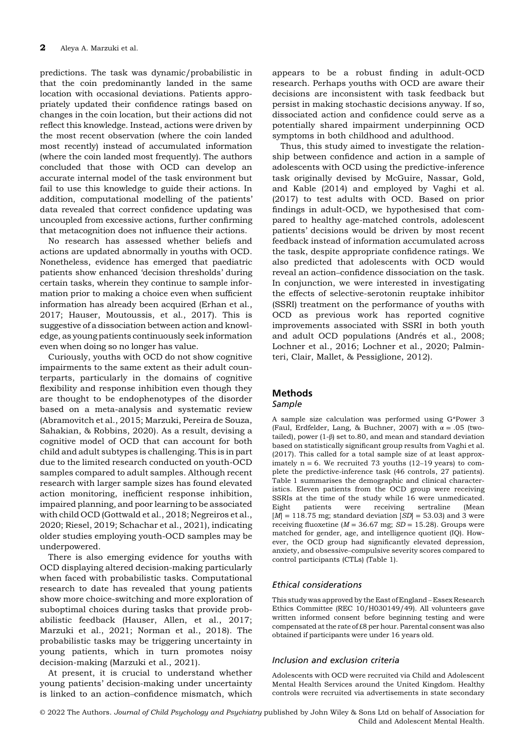predictions. The task was dynamic/probabilistic in that the coin predominantly landed in the same location with occasional deviations. Patients appropriately updated their confidence ratings based on changes in the coin location, but their actions did not reflect this knowledge. Instead, actions were driven by the most recent observation (where the coin landed most recently) instead of accumulated information (where the coin landed most frequently). The authors concluded that those with OCD can develop an accurate internal model of the task environment but fail to use this knowledge to guide their actions. In addition, computational modelling of the patients' data revealed that correct confidence updating was uncoupled from excessive actions, further confirming that metacognition does not influence their actions.

No research has assessed whether beliefs and actions are updated abnormally in youths with OCD. Nonetheless, evidence has emerged that paediatric patients show enhanced 'decision thresholds' during certain tasks, wherein they continue to sample information prior to making a choice even when sufficient information has already been acquired (Erhan et al., 2017; Hauser, Moutoussis, et al., 2017). This is suggestive of a dissociation between action and knowledge, as young patients continuously seek information even when doing so no longer has value.

Curiously, youths with OCD do not show cognitive impairments to the same extent as their adult counterparts, particularly in the domains of cognitive flexibility and response inhibition even though they are thought to be endophenotypes of the disorder based on a meta-analysis and systematic review (Abramovitch et al., 2015; Marzuki, Pereira de Souza, Sahakian, & Robbins, 2020). As a result, devising a cognitive model of OCD that can account for both child and adult subtypes is challenging. This is in part due to the limited research conducted on youth-OCD samples compared to adult samples. Although recent research with larger sample sizes has found elevated action monitoring, inefficient response inhibition, impaired planning, and poor learning to be associated with child OCD (Gottwald et al., 2018; Negreiros et al., 2020; Riesel, 2019; Schachar et al., 2021), indicating older studies employing youth-OCD samples may be underpowered.

There is also emerging evidence for youths with OCD displaying altered decision-making particularly when faced with probabilistic tasks. Computational research to date has revealed that young patients show more choice-switching and more exploration of suboptimal choices during tasks that provide probabilistic feedback (Hauser, Allen, et al., 2017; Marzuki et al., 2021; Norman et al., 2018). The probabilistic tasks may be triggering uncertainty in young patients, which in turn promotes noisy decision-making (Marzuki et al., 2021).

At present, it is crucial to understand whether young patients' decision-making under uncertainty is linked to an action–confidence mismatch, which appears to be a robust finding in adult-OCD research. Perhaps youths with OCD are aware their decisions are inconsistent with task feedback but persist in making stochastic decisions anyway. If so, dissociated action and confidence could serve as a potentially shared impairment underpinning OCD symptoms in both childhood and adulthood.

Thus, this study aimed to investigate the relationship between confidence and action in a sample of adolescents with OCD using the predictive-inference task originally devised by McGuire, Nassar, Gold, and Kable (2014) and employed by Vaghi et al. (2017) to test adults with OCD. Based on prior findings in adult-OCD, we hypothesised that compared to healthy age-matched controls, adolescent patients' decisions would be driven by most recent feedback instead of information accumulated across the task, despite appropriate confidence ratings. We also predicted that adolescents with OCD would reveal an action–confidence dissociation on the task. In conjunction, we were interested in investigating the effects of selective-serotonin reuptake inhibitor (SSRI) treatment on the performance of youths with OCD as previous work has reported cognitive improvements associated with SSRI in both youth and adult OCD populations (Andrés et al., 2008; Lochner et al., 2016; Lochner et al., 2020; Palminteri, Clair, Mallet, & Pessiglione, 2012).

## Methods

### Sample

A sample size calculation was performed using G*Power 3 (Faul, Erdfelder, Lang, & Buchner, 2007) with $\alpha = .05$ (two-tailed), power ($1-\beta$) set to.80, and mean and standard deviation based on statistically significant group results from Vaghi et al. (2017). This called for a total sample size of at least approximately $n = 6$. We recruited 73 youths (12–19 years) to complete the predictive-inference task (46 controls, 27 patients). Table 1 summarises the demographic and clinical characteristics. Eleven patients from the OCD group were receiving SSRIs at the time of the study while 16 were unmedicated. Eight patients were receiving sertraline (Mean [*M*] = 118.75 mg; standard deviation [*SD*] = 53.03) and 3 were receiving fluoxetine (*M* = 36.67 mg; *SD* = 15.28). Groups were matched for gender, age, and intelligence quotient (IQ). However, the OCD group had significantly elevated depression, anxiety, and obsessive–compulsive severity scores compared to control participants (CTLs) (Table 1).

### Ethical considerations

This study was approved by the East of England – Essex Research Ethics Committee (REC 10/H030149/49). All volunteers gave written informed consent before beginning testing and were compensated at the rate of £8 per hour. Parental consent was also obtained if participants were under 16 years old.

### Inclusion and exclusion criteria

Adolescents with OCD were recruited via Child and Adolescent Mental Health Services around the United Kingdom. Healthy controls were recruited via advertisements in state secondary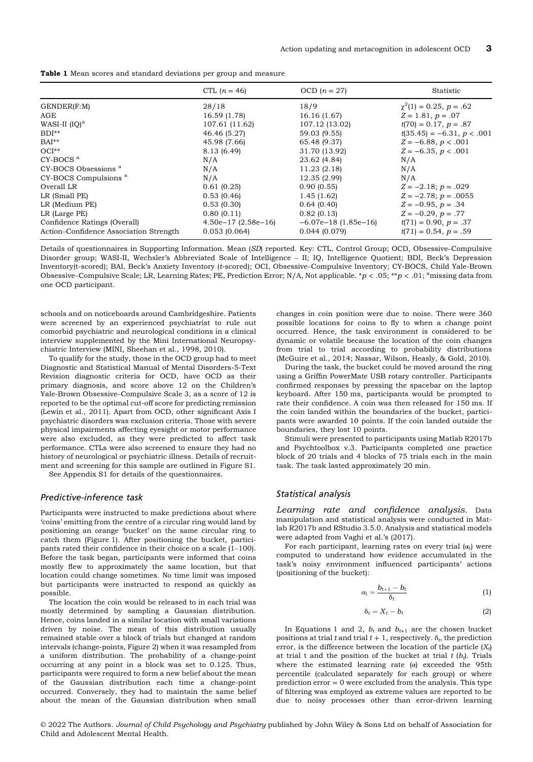**Table 1** Mean scores and standard deviations per group and measure

| | CTL ($n$ = 46) | OCD ($n$ = 27) | Statistic |
|---|---|---|---|
| GENDER(F:M) | 28/18 | 18/9 | $\chi^2(1) = 0.25$, $p = .62$ |
| AGE | 16.59 (1.78) | 16.16 (1.67) | $Z = 1.81$, $p = .07$ |
| WASI-II (IQ)[a] | 107.61 (11.62) | 107.12 (13.02) | $t(70) = 0.17$, $p = .87$ |
| BDI** | 46.46 (5.27) | 59.03 (9.55) | $t(35.45) = -6.31$, $p < .001$ |
| BAI** | 45.98 (7.66) | 65.48 (9.37) | $Z = -6.88$, $p < .001$ |
| OCI** | 8.13 (6.49) | 31.70 (13.92) | $Z = -6.35$, $p < .001$ |
| CY-BOCS [a] | N/A | 23.62 (4.84) | N/A |
| CY-BOCS Obsessions [a] | N/A | 11.23 (2.18) | N/A |
| CY-BOCS Compulsions [a] | N/A | 12.35 (2.99) | N/A |
| Overall LR | 0.61 (0.25) | 0.90 (0.55) | $Z = -2.18$; $p = .029$ |
| LR (Small PE) | 0.53 (0.46) | 1.45 (1.62) | $Z = -2.78$; $p = .0055$ |
| LR (Medium PE) | 0.53 (0.30) | 0.64 (0.40) | $Z = -0.95$, $p = .34$ |
| LR (Large PE) | 0.80 (0.11) | 0.82 (0.13) | $Z = -0.29$, $p = .77$ |
| Confidence Ratings (Overall) | 4.50e−17 (2.58e−16) | −6.07e−18 (1.85e−16) | $t(71) = 0.90$, $p = .37$ |
| Action–Confidence Association Strength | 0.053 (0.064) | 0.044 (0.079) | $t(71) = 0.54$, $p = .59$ |

Details of questionnaires in Supporting Information. Mean (*SD*) reported. Key: CTL, Control Group; OCD, Obsessive–Compulsive Disorder group; WASI-II, Wechsler's Abbreviated Scale of Intelligence – II; IQ, Intelligence Quotient; BDI, Beck's Depression Inventory(t-scored); BAI, Beck's Anxiety Inventory (*t*-scored); OCI, Obsessive–Compulsive Inventory; CY-BOCS, Child Yale-Brown Obsessive–Compulsive Scale; LR, Learning Rates; PE, Prediction Error; N/A, Not applicable. *$p < .05$; **$p < .01$; [a]missing data from one OCD participant.

schools and on noticeboards around Cambridgeshire. Patients were screened by an experienced psychiatrist to rule out comorbid psychiatric and neurological conditions in a clinical interview supplemented by the Mini International Neuropsychiatric Interview (MINI, Sheehan et al., 1998, 2010).

To qualify for the study, those in the OCD group had to meet Diagnostic and Statistical Manual of Mental Disorders-5-Text Revision diagnostic criteria for OCD, have OCD as their primary diagnosis, and score above 12 on the Children's Yale-Brown Obsessive–Compulsive Scale 3, as a score of 12 is reported to be the optimal cut-off score for predicting remission (Lewin et al., 2011). Apart from OCD, other significant Axis I psychiatric disorders was exclusion criteria. Those with severe physical impairments affecting eyesight or motor performance were also excluded, as they were predicted to affect task performance. CTLs were also screened to ensure they had no history of neurological or psychiatric illness. Details of recruitment and screening for this sample are outlined in Figure S1.

See Appendix S1 for details of the questionnaires.

### Predictive-inference task

Participants were instructed to make predictions about where 'coins' emitting from the centre of a circular ring would land by positioning an orange 'bucket' on the same circular ring to catch them (Figure 1). After positioning the bucket, participants rated their confidence in their choice on a scale (1–100). Before the task began, participants were informed that coins mostly flew to approximately the same location, but that location could change sometimes. No time limit was imposed but participants were instructed to respond as quickly as possible.

The location the coin would be released to in each trial was mostly determined by sampling a Gaussian distribution. Hence, coins landed in a similar location with small variations driven by noise. The mean of this distribution usually remained stable over a block of trials but changed at random intervals (change-points, Figure 2) when it was resampled from a uniform distribution. The probability of a change-point occurring at any point in a block was set to 0.125. Thus, participants were required to form a new belief about the mean of the Gaussian distribution each time a change-point occurred. Conversely, they had to maintain the same belief about the mean of the Gaussian distribution when small changes in coin position were due to noise. There were 360 possible locations for coins to fly to when a change point occurred. Hence, the task environment is considered to be dynamic or volatile because the location of the coin changes from trial to trial according to probability distributions (McGuire et al., 2014; Nassar, Wilson, Heasly, & Gold, 2010).

During the task, the bucket could be moved around the ring using a Griffin PowerMate USB rotary controller. Participants confirmed responses by pressing the spacebar on the laptop keyboard. After 150 ms, participants would be prompted to rate their confidence. A coin was then released for 150 ms. If the coin landed within the boundaries of the bucket, participants were awarded 10 points. If the coin landed outside the boundaries, they lost 10 points.

Stimuli were presented to participants using Matlab R2017b and Psychtoolbox v.3. Participants completed one practice block of 20 trials and 4 blocks of 75 trials each in the main task. The task lasted approximately 20 min.

### Statistical analysis

*Learning rate and confidence analysis.* Data manipulation and statistical analysis were conducted in Matlab R2017b and RStudio 3.5.0. Analysis and statistical models were adapted from Vaghi et al.'s (2017).

For each participant, learning rates on every trial ($\alpha_t$) were computed to understand how evidence accumulated in the task's noisy environment influenced participants' actions (positioning of the bucket):

$$\alpha_t = \frac{b_{t+1} - b_t}{\delta_t} \tag{1}$$

$$\delta_t = X_t - b_t \tag{2}$$

In Equations 1 and 2, $b_t$ and $b_{t+1}$ are the chosen bucket positions at trial $t$ and trial $t + 1$, respectively. $\delta_t$, the prediction error, is the difference between the location of the particle ($X_t$) at trial t and the position of the bucket at trial $t$ ($b_t$). Trials where the estimated learning rate ($\alpha$) exceeded the 95th percentile (calculated separately for each group) or where prediction error = 0 were excluded from the analysis. This type of filtering was employed as extreme values are reported to be due to noisy processes other than error-driven learning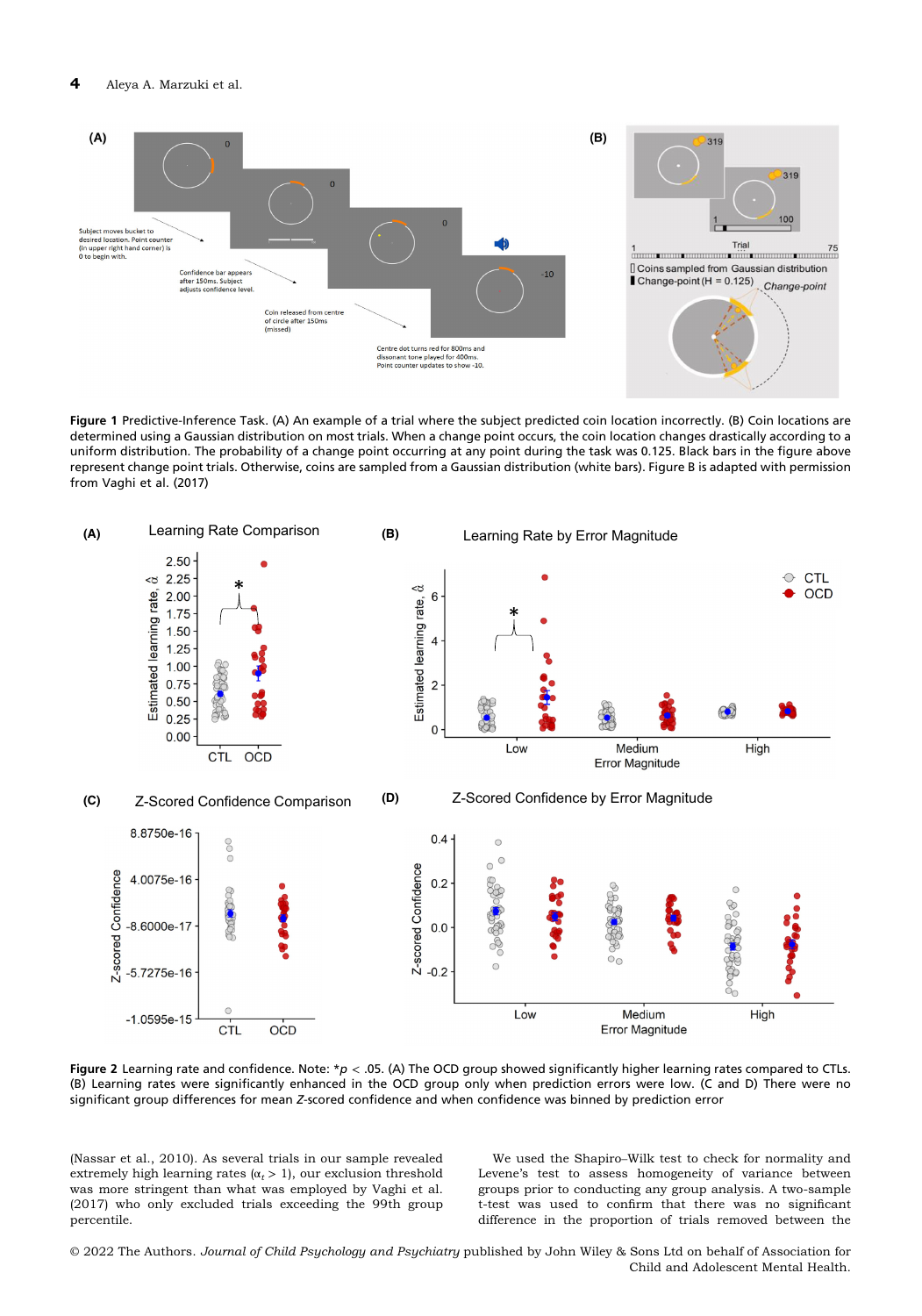**Figure 1** Predictive-Inference Task. (A) An example of a trial where the subject predicted coin location incorrectly. (B) Coin locations are determined using a Gaussian distribution on most trials. When a change point occurs, the coin location changes drastically according to a uniform distribution. The probability of a change point occurring at any point during the task was 0.125. Black bars in the figure above represent change point trials. Otherwise, coins are sampled from a Gaussian distribution (white bars). Figure B is adapted with permission from Vaghi et al. (2017)

**Figure 2** Learning rate and confidence. Note: \*$p$ < .05. (A) The OCD group showed significantly higher learning rates compared to CTLs. (B) Learning rates were significantly enhanced in the OCD group only when prediction errors were low. (C and D) There were no significant group differences for mean *Z*-scored confidence and when confidence was binned by prediction error

(Nassar et al., 2010). As several trials in our sample revealed extremely high learning rates ($\alpha_t > 1$), our exclusion threshold was more stringent than what was employed by Vaghi et al. (2017) who only excluded trials exceeding the 99th group percentile.

We used the Shapiro–Wilk test to check for normality and Levene's test to assess homogeneity of variance between groups prior to conducting any group analysis. A two-sample t-test was used to confirm that there was no significant difference in the proportion of trials removed between the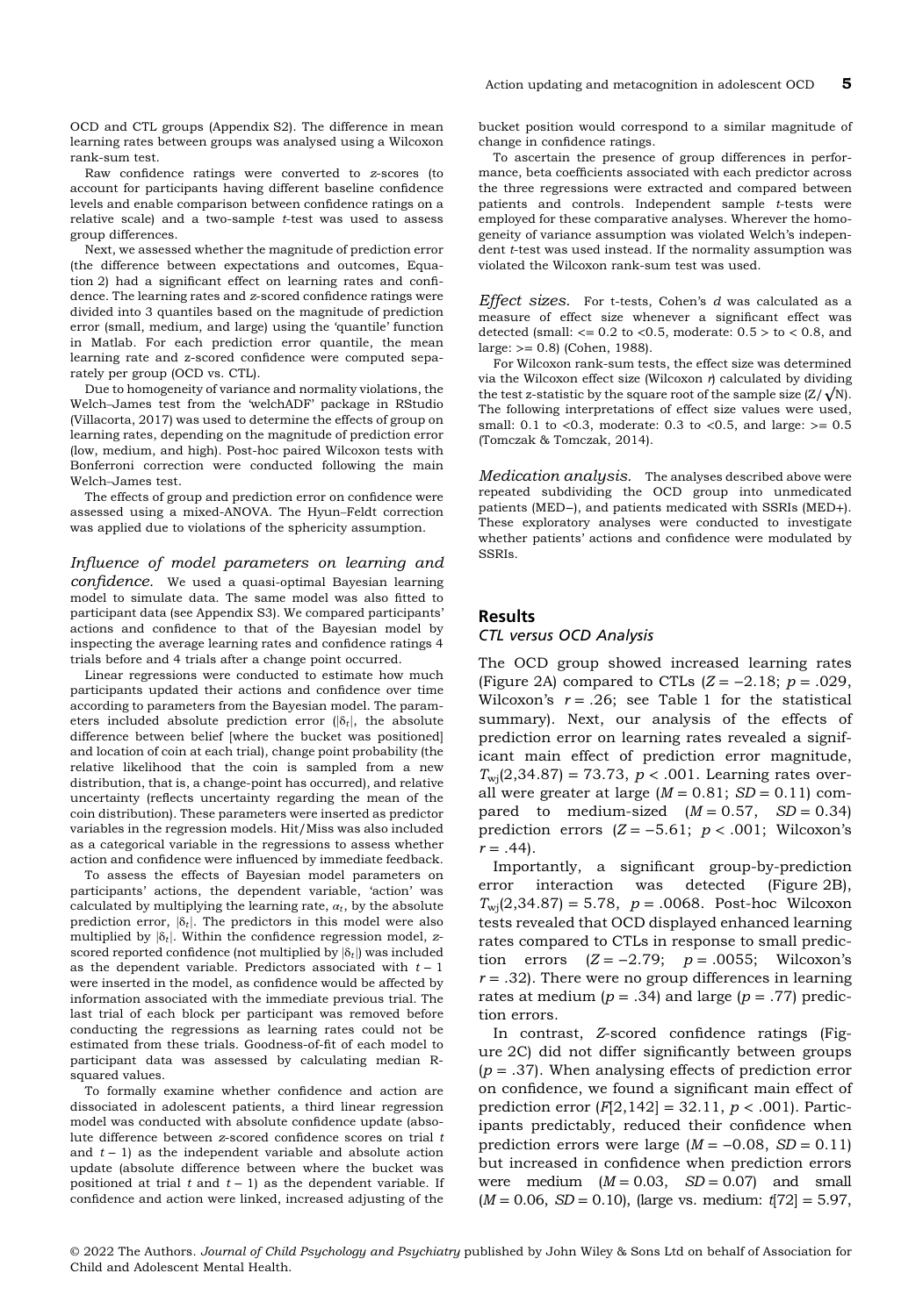OCD and CTL groups (Appendix S2). The difference in mean learning rates between groups was analysed using a Wilcoxon rank-sum test.

Raw confidence ratings were converted to z-scores (to account for participants having different baseline confidence levels and enable comparison between confidence ratings on a relative scale) and a two-sample t-test was used to assess group differences.

Next, we assessed whether the magnitude of prediction error (the difference between expectations and outcomes, Equation 2) had a significant effect on learning rates and confidence. The learning rates and z-scored confidence ratings were divided into 3 quantiles based on the magnitude of prediction error (small, medium, and large) using the 'quantile' function in Matlab. For each prediction error quantile, the mean learning rate and z-scored confidence were computed separately per group (OCD vs. CTL).

Due to homogeneity of variance and normality violations, the Welch–James test from the 'welchADF' package in RStudio (Villacorta, 2017) was used to determine the effects of group on learning rates, depending on the magnitude of prediction error (low, medium, and high). Post-hoc paired Wilcoxon tests with Bonferroni correction were conducted following the main Welch–James test.

The effects of group and prediction error on confidence were assessed using a mixed-ANOVA. The Hyun–Feldt correction was applied due to violations of the sphericity assumption.

*Influence of model parameters on learning and confidence.* We used a quasi-optimal Bayesian learning model to simulate data. The same model was also fitted to participant data (see Appendix S3). We compared participants' actions and confidence to that of the Bayesian model by inspecting the average learning rates and confidence ratings 4 trials before and 4 trials after a change point occurred.

Linear regressions were conducted to estimate how much participants updated their actions and confidence over time according to parameters from the Bayesian model. The parameters included absolute prediction error ($|\delta_t|$, the absolute difference between belief [where the bucket was positioned] and location of coin at each trial), change point probability (the relative likelihood that the coin is sampled from a new distribution, that is, a change-point has occurred), and relative uncertainty (reflects uncertainty regarding the mean of the coin distribution). These parameters were inserted as predictor variables in the regression models. Hit/Miss was also included as a categorical variable in the regressions to assess whether action and confidence were influenced by immediate feedback.

To assess the effects of Bayesian model parameters on participants' actions, the dependent variable, 'action' was calculated by multiplying the learning rate, $\alpha_t$, by the absolute prediction error, $|\delta_t|$. The predictors in this model were also multiplied by $|\delta_t|$. Within the confidence regression model, z-scored reported confidence (not multiplied by $|\delta_t|$) was included as the dependent variable. Predictors associated with $t-1$ were inserted in the model, as confidence would be affected by information associated with the immediate previous trial. The last trial of each block per participant was removed before conducting the regressions as learning rates could not be estimated from these trials. Goodness-of-fit of each model to participant data was assessed by calculating median R-squared values.

To formally examine whether confidence and action are dissociated in adolescent patients, a third linear regression model was conducted with absolute confidence update (absolute difference between z-scored confidence scores on trial $t$ and $t-1$) as the independent variable and absolute action update (absolute difference between where the bucket was positioned at trial $t$ and $t-1$) as the dependent variable. If confidence and action were linked, increased adjusting of the bucket position would correspond to a similar magnitude of change in confidence ratings.

To ascertain the presence of group differences in performance, beta coefficients associated with each predictor across the three regressions were extracted and compared between patients and controls. Independent sample t-tests were employed for these comparative analyses. Wherever the homogeneity of variance assumption was violated Welch's independent t-test was used instead. If the normality assumption was violated the Wilcoxon rank-sum test was used.

*Effect sizes.* For t-tests, Cohen's d was calculated as a measure of effect size whenever a significant effect was detected (small: <= 0.2 to <0.5, moderate: 0.5 > to < 0.8, and large: >= 0.8) (Cohen, 1988).

For Wilcoxon rank-sum tests, the effect size was determined via the Wilcoxon effect size (Wilcoxon r) calculated by dividing the test z-statistic by the square root of the sample size ($Z/\sqrt{N}$). The following interpretations of effect size values were used, small: 0.1 to <0.3, moderate: 0.3 to <0.5, and large: >= 0.5 (Tomczak & Tomczak, 2014).

*Medication analysis.* The analyses described above were repeated subdividing the OCD group into unmedicated patients (MED−), and patients medicated with SSRIs (MED+). These exploratory analyses were conducted to investigate whether patients' actions and confidence were modulated by SSRIs.

## Results

### CTL versus OCD Analysis

The OCD group showed increased learning rates (Figure 2A) compared to CTLs ($Z = -2.18$; $p = .029$, Wilcoxon's $r = .26$; see Table 1 for the statistical summary). Next, our analysis of the effects of prediction error on learning rates revealed a significant main effect of prediction error magnitude, $T_{wj}(2,34.87) = 73.73$, $p < .001$. Learning rates overall were greater at large ($M = 0.81$; $SD = 0.11$) compared to medium-sized ($M = 0.57$, $SD = 0.34$) prediction errors ($Z = -5.61$; $p < .001$; Wilcoxon's $r = .44$).

Importantly, a significant group-by-prediction error interaction was detected (Figure 2B), $T_{wj}(2,34.87) = 5.78$, $p = .0068$. Post-hoc Wilcoxon tests revealed that OCD displayed enhanced learning rates compared to CTLs in response to small prediction errors ($Z = -2.79$; $p = .0055$; Wilcoxon's $r = .32$). There were no group differences in learning rates at medium ($p = .34$) and large ($p = .77$) prediction errors.

In contrast, Z-scored confidence ratings (Figure 2C) did not differ significantly between groups ($p = .37$). When analysing effects of prediction error on confidence, we found a significant main effect of prediction error ($F[2,142] = 32.11$, $p < .001$). Participants predictably, reduced their confidence when prediction errors were large ($M = -0.08$, $SD = 0.11$) but increased in confidence when prediction errors were medium ($M = 0.03$, $SD = 0.07$) and small ($M = 0.06$, $SD = 0.10$), (large vs. medium: $t[72] = 5.97$,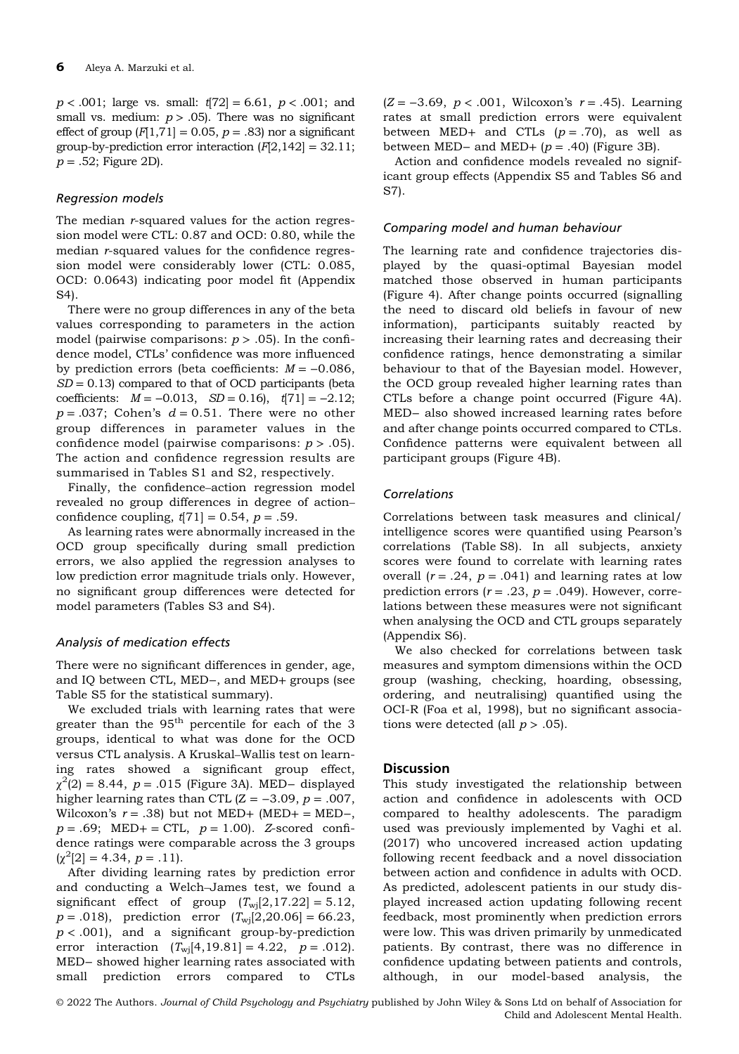$p < .001$; large vs. small: $t[72] = 6.61$, $p < .001$; and small vs. medium: $p > .05$). There was no significant effect of group ($F[1,71] = 0.05$, $p = .83$) nor a significant group-by-prediction error interaction ($F[2,142] = 32.11$; $p = .52$; Figure 2D).

### *Regression models*

The median *r*-squared values for the action regression model were CTL: 0.87 and OCD: 0.80, while the median *r*-squared values for the confidence regression model were considerably lower (CTL: 0.085, OCD: 0.0643) indicating poor model fit (Appendix S4).

There were no group differences in any of the beta values corresponding to parameters in the action model (pairwise comparisons: $p > .05$). In the confidence model, CTLs' confidence was more influenced by prediction errors (beta coefficients: $M = -0.086$, $SD = 0.13$) compared to that of OCD participants (beta coefficients: $M = -0.013$, $SD = 0.16$), $t[71] = -2.12$; $p = .037$; Cohen's $d = 0.51$. There were no other group differences in parameter values in the confidence model (pairwise comparisons: $p > .05$). The action and confidence regression results are summarised in Tables S1 and S2, respectively.

Finally, the confidence–action regression model revealed no group differences in degree of action–confidence coupling, $t[71] = 0.54$, $p = .59$.

As learning rates were abnormally increased in the OCD group specifically during small prediction errors, we also applied the regression analyses to low prediction error magnitude trials only. However, no significant group differences were detected for model parameters (Tables S3 and S4).

### *Analysis of medication effects*

There were no significant differences in gender, age, and IQ between CTL, MED−, and MED+ groups (see Table S5 for the statistical summary).

We excluded trials with learning rates that were greater than the 95[th] percentile for each of the 3 groups, identical to what was done for the OCD versus CTL analysis. A Kruskal–Wallis test on learning rates showed a significant group effect, $\chi^2(2) = 8.44$, $p = .015$ (Figure 3A). MED− displayed higher learning rates than CTL ($Z = -3.09$, $p = .007$, Wilcoxon's $r = .38$) but not MED+ (MED+ = MED−, $p = .69$; MED+ = CTL, $p = 1.00$). *Z*-scored confidence ratings were comparable across the 3 groups ($\chi^2[2] = 4.34$, $p = .11$).

After dividing learning rates by prediction error and conducting a Welch–James test, we found a significant effect of group ($T_{wj}[2,17.22] = 5.12$, $p = .018$), prediction error ($T_{wj}[2,20.06] = 66.23$, $p < .001$), and a significant group-by-prediction error interaction ($T_{wj}[4,19.81] = 4.22$, $p = .012$). MED− showed higher learning rates associated with small prediction errors compared to CTLs ($Z = -3.69$, $p < .001$, Wilcoxon's $r = .45$). Learning rates at small prediction errors were equivalent between MED+ and CTLs ($p = .70$), as well as between MED− and MED+ ($p = .40$) (Figure 3B).

Action and confidence models revealed no significant group effects (Appendix S5 and Tables S6 and S7).

### *Comparing model and human behaviour*

The learning rate and confidence trajectories displayed by the quasi-optimal Bayesian model matched those observed in human participants (Figure 4). After change points occurred (signalling the need to discard old beliefs in favour of new information), participants suitably reacted by increasing their learning rates and decreasing their confidence ratings, hence demonstrating a similar behaviour to that of the Bayesian model. However, the OCD group revealed higher learning rates than CTLs before a change point occurred (Figure 4A). MED− also showed increased learning rates before and after change points occurred compared to CTLs. Confidence patterns were equivalent between all participant groups (Figure 4B).

### *Correlations*

Correlations between task measures and clinical/intelligence scores were quantified using Pearson's correlations (Table S8). In all subjects, anxiety scores were found to correlate with learning rates overall ($r = .24$, $p = .041$) and learning rates at low prediction errors ($r = .23$, $p = .049$). However, correlations between these measures were not significant when analysing the OCD and CTL groups separately (Appendix S6).

We also checked for correlations between task measures and symptom dimensions within the OCD group (washing, checking, hoarding, obsessing, ordering, and neutralising) quantified using the OCI-R (Foa et al, 1998), but no significant associations were detected (all $p > .05$).

## Discussion

This study investigated the relationship between action and confidence in adolescents with OCD compared to healthy adolescents. The paradigm used was previously implemented by Vaghi et al. (2017) who uncovered increased action updating following recent feedback and a novel dissociation between action and confidence in adults with OCD. As predicted, adolescent patients in our study displayed increased action updating following recent feedback, most prominently when prediction errors were low. This was driven primarily by unmedicated patients. By contrast, there was no difference in confidence updating between patients and controls, although, in our model-based analysis, the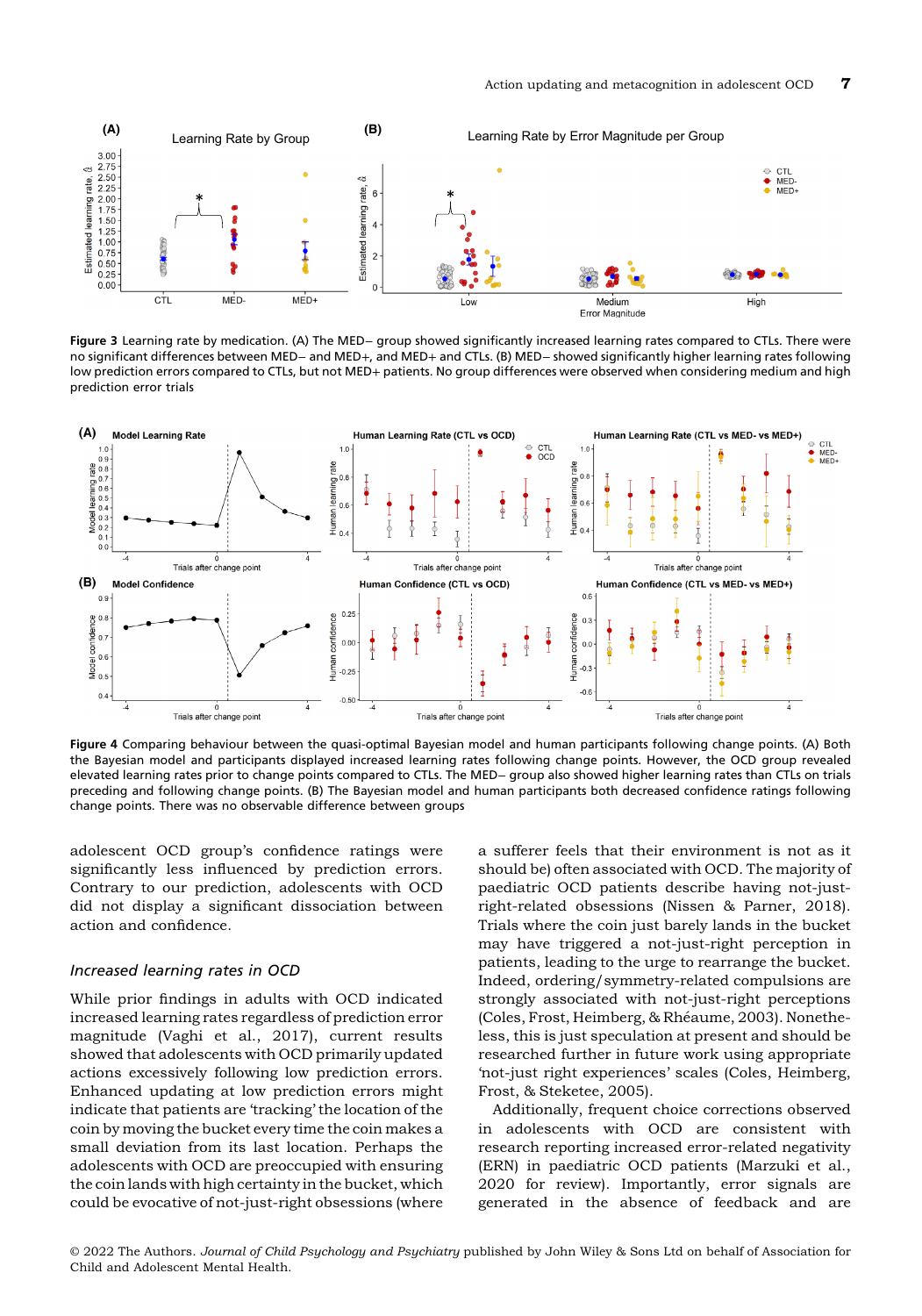**Figure 3** Learning rate by medication. (A) The MED− group showed significantly increased learning rates compared to CTLs. There were no significant differences between MED− and MED+, and MED+ and CTLs. (B) MED− showed significantly higher learning rates following low prediction errors compared to CTLs, but not MED+ patients. No group differences were observed when considering medium and high prediction error trials

**Figure 4** Comparing behaviour between the quasi-optimal Bayesian model and human participants following change points. (A) Both the Bayesian model and participants displayed increased learning rates following change points. However, the OCD group revealed elevated learning rates prior to change points compared to CTLs. The MED− group also showed higher learning rates than CTLs on trials preceding and following change points. (B) The Bayesian model and human participants both decreased confidence ratings following change points. There was no observable difference between groups

adolescent OCD group's confidence ratings were significantly less influenced by prediction errors. Contrary to our prediction, adolescents with OCD did not display a significant dissociation between action and confidence.

### *Increased learning rates in OCD*

While prior findings in adults with OCD indicated increased learning rates regardless of prediction error magnitude (Vaghi et al., 2017), current results showed that adolescents with OCD primarily updated actions excessively following low prediction errors. Enhanced updating at low prediction errors might indicate that patients are 'tracking' the location of the coin by moving the bucket every time the coin makes a small deviation from its last location. Perhaps the adolescents with OCD are preoccupied with ensuring the coin lands with high certainty in the bucket, which could be evocative of not-just-right obsessions (where a sufferer feels that their environment is not as it should be) often associated with OCD. The majority of paediatric OCD patients describe having not-just-right-related obsessions (Nissen & Parner, 2018). Trials where the coin just barely lands in the bucket may have triggered a not-just-right perception in patients, leading to the urge to rearrange the bucket. Indeed, ordering/symmetry-related compulsions are strongly associated with not-just-right perceptions (Coles, Frost, Heimberg, & Rhéaume, 2003). Nonetheless, this is just speculation at present and should be researched further in future work using appropriate 'not-just right experiences' scales (Coles, Heimberg, Frost, & Steketee, 2005).

Additionally, frequent choice corrections observed in adolescents with OCD are consistent with research reporting increased error-related negativity (ERN) in paediatric OCD patients (Marzuki et al., 2020 for review). Importantly, error signals are generated in the absence of feedback and are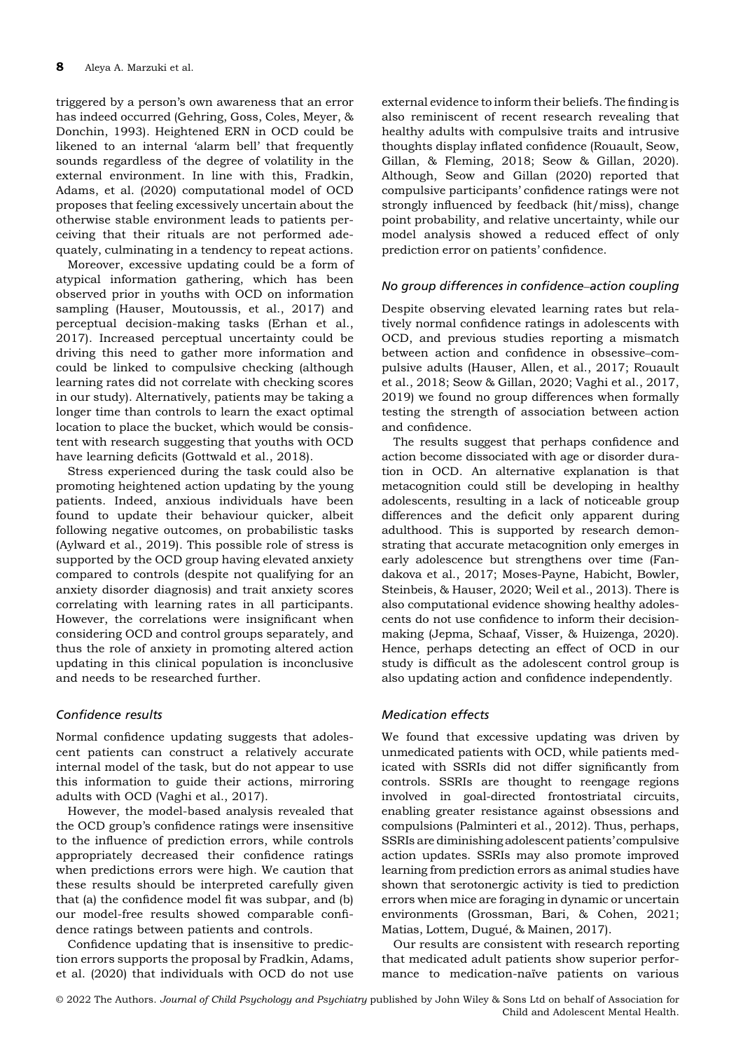triggered by a person's own awareness that an error has indeed occurred (Gehring, Goss, Coles, Meyer, & Donchin, 1993). Heightened ERN in OCD could be likened to an internal 'alarm bell' that frequently sounds regardless of the degree of volatility in the external environment. In line with this, Fradkin, Adams, et al. (2020) computational model of OCD proposes that feeling excessively uncertain about the otherwise stable environment leads to patients perceiving that their rituals are not performed adequately, culminating in a tendency to repeat actions.

Moreover, excessive updating could be a form of atypical information gathering, which has been observed prior in youths with OCD on information sampling (Hauser, Moutoussis, et al., 2017) and perceptual decision-making tasks (Erhan et al., 2017). Increased perceptual uncertainty could be driving this need to gather more information and could be linked to compulsive checking (although learning rates did not correlate with checking scores in our study). Alternatively, patients may be taking a longer time than controls to learn the exact optimal location to place the bucket, which would be consistent with research suggesting that youths with OCD have learning deficits (Gottwald et al., 2018).

Stress experienced during the task could also be promoting heightened action updating by the young patients. Indeed, anxious individuals have been found to update their behaviour quicker, albeit following negative outcomes, on probabilistic tasks (Aylward et al., 2019). This possible role of stress is supported by the OCD group having elevated anxiety compared to controls (despite not qualifying for an anxiety disorder diagnosis) and trait anxiety scores correlating with learning rates in all participants. However, the correlations were insignificant when considering OCD and control groups separately, and thus the role of anxiety in promoting altered action updating in this clinical population is inconclusive and needs to be researched further.

### *Confidence results*

Normal confidence updating suggests that adolescent patients can construct a relatively accurate internal model of the task, but do not appear to use this information to guide their actions, mirroring adults with OCD (Vaghi et al., 2017).

However, the model-based analysis revealed that the OCD group's confidence ratings were insensitive to the influence of prediction errors, while controls appropriately decreased their confidence ratings when predictions errors were high. We caution that these results should be interpreted carefully given that (a) the confidence model fit was subpar, and (b) our model-free results showed comparable confidence ratings between patients and controls.

Confidence updating that is insensitive to prediction errors supports the proposal by Fradkin, Adams, et al. (2020) that individuals with OCD do not use external evidence to inform their beliefs. The finding is also reminiscent of recent research revealing that healthy adults with compulsive traits and intrusive thoughts display inflated confidence (Rouault, Seow, Gillan, & Fleming, 2018; Seow & Gillan, 2020). Although, Seow and Gillan (2020) reported that compulsive participants' confidence ratings were not strongly influenced by feedback (hit/miss), change point probability, and relative uncertainty, while our model analysis showed a reduced effect of only prediction error on patients' confidence.

### *No group differences in confidence–action coupling*

Despite observing elevated learning rates but relatively normal confidence ratings in adolescents with OCD, and previous studies reporting a mismatch between action and confidence in obsessive–compulsive adults (Hauser, Allen, et al., 2017; Rouault et al., 2018; Seow & Gillan, 2020; Vaghi et al., 2017, 2019) we found no group differences when formally testing the strength of association between action and confidence.

The results suggest that perhaps confidence and action become dissociated with age or disorder duration in OCD. An alternative explanation is that metacognition could still be developing in healthy adolescents, resulting in a lack of noticeable group differences and the deficit only apparent during adulthood. This is supported by research demonstrating that accurate metacognition only emerges in early adolescence but strengthens over time (Fandakova et al., 2017; Moses-Payne, Habicht, Bowler, Steinbeis, & Hauser, 2020; Weil et al., 2013). There is also computational evidence showing healthy adolescents do not use confidence to inform their decision-making (Jepma, Schaaf, Visser, & Huizenga, 2020). Hence, perhaps detecting an effect of OCD in our study is difficult as the adolescent control group is also updating action and confidence independently.

### *Medication effects*

We found that excessive updating was driven by unmedicated patients with OCD, while patients medicated with SSRIs did not differ significantly from controls. SSRIs are thought to reengage regions involved in goal-directed frontostriatal circuits, enabling greater resistance against obsessions and compulsions (Palminteri et al., 2012). Thus, perhaps, SSRIs are diminishing adolescent patients' compulsive action updates. SSRIs may also promote improved learning from prediction errors as animal studies have shown that serotonergic activity is tied to prediction errors when mice are foraging in dynamic or uncertain environments (Grossman, Bari, & Cohen, 2021; Matias, Lottem, Dugué, & Mainen, 2017).

Our results are consistent with research reporting that medicated adult patients show superior performance to medication-naïve patients on various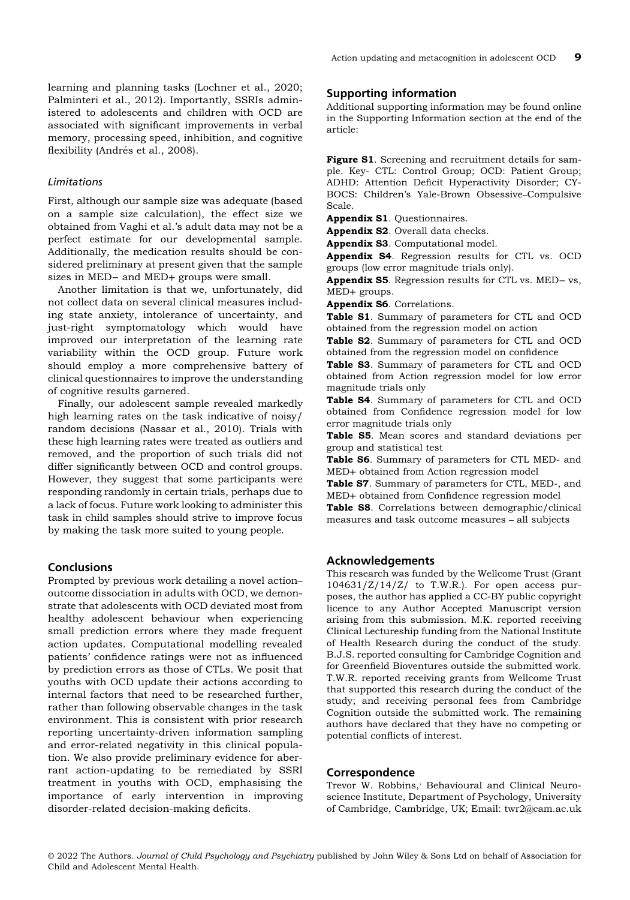learning and planning tasks (Lochner et al., 2020; Palminteri et al., 2012). Importantly, SSRIs administered to adolescents and children with OCD are associated with significant improvements in verbal memory, processing speed, inhibition, and cognitive flexibility (Andrés et al., 2008).

### *Limitations*

First, although our sample size was adequate (based on a sample size calculation), the effect size we obtained from Vaghi et al.'s adult data may not be a perfect estimate for our developmental sample. Additionally, the medication results should be considered preliminary at present given that the sample sizes in MED− and MED+ groups were small.

Another limitation is that we, unfortunately, did not collect data on several clinical measures including state anxiety, intolerance of uncertainty, and just-right symptomatology which would have improved our interpretation of the learning rate variability within the OCD group. Future work should employ a more comprehensive battery of clinical questionnaires to improve the understanding of cognitive results garnered.

Finally, our adolescent sample revealed markedly high learning rates on the task indicative of noisy/random decisions (Nassar et al., 2010). Trials with these high learning rates were treated as outliers and removed, and the proportion of such trials did not differ significantly between OCD and control groups. However, they suggest that some participants were responding randomly in certain trials, perhaps due to a lack of focus. Future work looking to administer this task in child samples should strive to improve focus by making the task more suited to young people.

## Conclusions

Prompted by previous work detailing a novel action–outcome dissociation in adults with OCD, we demonstrate that adolescents with OCD deviated most from healthy adolescent behaviour when experiencing small prediction errors where they made frequent action updates. Computational modelling revealed patients' confidence ratings were not as influenced by prediction errors as those of CTLs. We posit that youths with OCD update their actions according to internal factors that need to be researched further, rather than following observable changes in the task environment. This is consistent with prior research reporting uncertainty-driven information sampling and error-related negativity in this clinical population. We also provide preliminary evidence for aberrant action-updating to be remediated by SSRI treatment in youths with OCD, emphasising the importance of early intervention in improving disorder-related decision-making deficits.

## Supporting information

Additional supporting information may be found online in the Supporting Information section at the end of the article:

**Figure S1**. Screening and recruitment details for sample. Key- CTL: Control Group; OCD: Patient Group; ADHD: Attention Deficit Hyperactivity Disorder; CY-BOCS: Children's Yale-Brown Obsessive–Compulsive Scale.

**Appendix S1**. Questionnaires.

**Appendix S2**. Overall data checks.

**Appendix S3**. Computational model.

**Appendix S4**. Regression results for CTL vs. OCD groups (low error magnitude trials only).

**Appendix S5**. Regression results for CTL vs. MED− vs, MED+ groups.

**Appendix S6**. Correlations.

**Table S1**. Summary of parameters for CTL and OCD obtained from the regression model on action

**Table S2**. Summary of parameters for CTL and OCD obtained from the regression model on confidence

**Table S3**. Summary of parameters for CTL and OCD obtained from Action regression model for low error magnitude trials only

**Table S4**. Summary of parameters for CTL and OCD obtained from Confidence regression model for low error magnitude trials only

**Table S5**. Mean scores and standard deviations per group and statistical test

**Table S6**. Summary of parameters for CTL MED- and MED+ obtained from Action regression model

**Table S7**. Summary of parameters for CTL, MED-, and MED+ obtained from Confidence regression model

**Table S8**. Correlations between demographic/clinical measures and task outcome measures – all subjects

## Acknowledgements

This research was funded by the Wellcome Trust (Grant 104631/Z/14/Z/ to T.W.R.). For open access purposes, the author has applied a CC-BY public copyright licence to any Author Accepted Manuscript version arising from this submission. M.K. reported receiving Clinical Lectureship funding from the National Institute of Health Research during the conduct of the study. B.J.S. reported consulting for Cambridge Cognition and for Greenfield Bioventures outside the submitted work. T.W.R. reported receiving grants from Wellcome Trust that supported this research during the conduct of the study; and receiving personal fees from Cambridge Cognition outside the submitted work. The remaining authors have declared that they have no competing or potential conflicts of interest.

## Correspondence

Trevor W. Robbins, Behavioural and Clinical Neuroscience Institute, Department of Psychology, University of Cambridge, Cambridge, UK; Email: twr2@cam.ac.uk

© 2022 The Authors. *Journal of Child Psychology and Psychiatry* published by John Wiley & Sons Ltd on behalf of Association for Child and Adolescent Mental Health.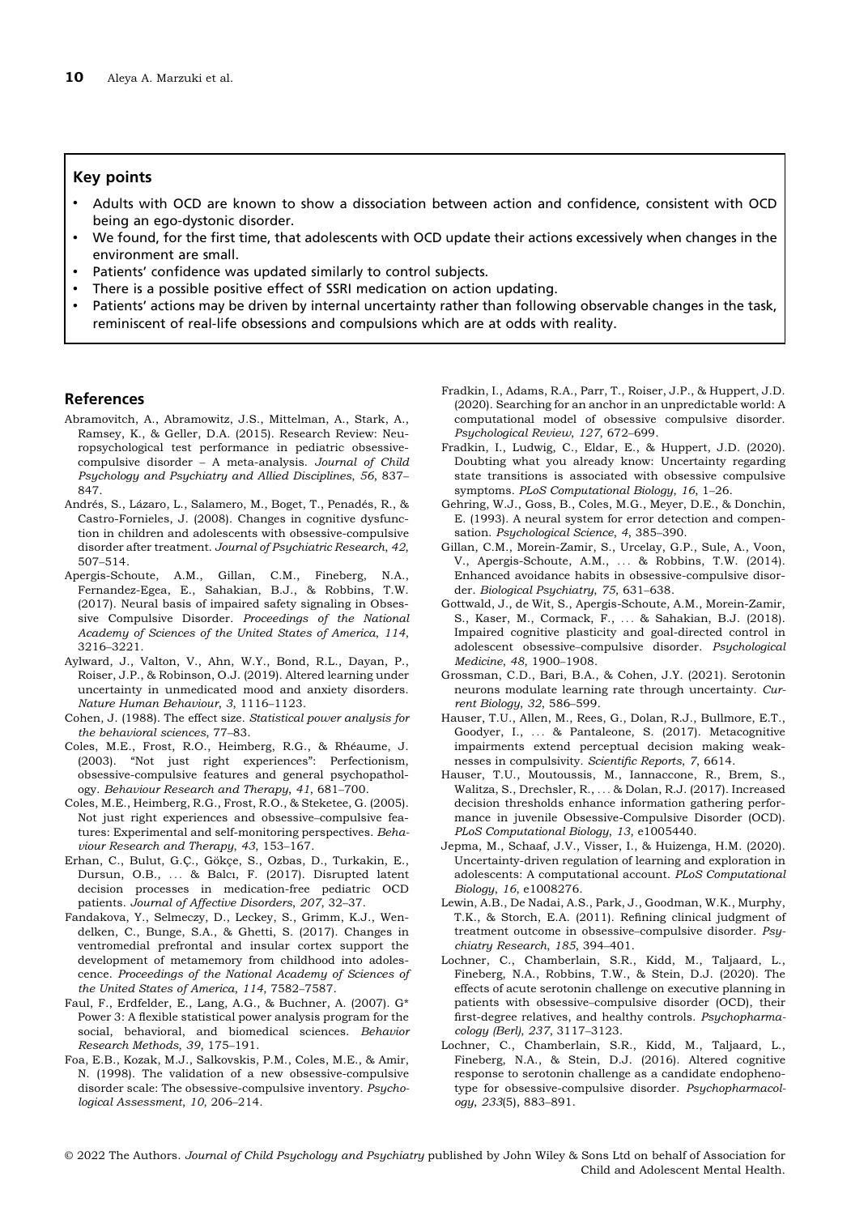## Key points

- Adults with OCD are known to show a dissociation between action and confidence, consistent with OCD being an ego-dystonic disorder.
- We found, for the first time, that adolescents with OCD update their actions excessively when changes in the environment are small.
- Patients' confidence was updated similarly to control subjects.
- There is a possible positive effect of SSRI medication on action updating.
- Patients' actions may be driven by internal uncertainty rather than following observable changes in the task, reminiscent of real-life obsessions and compulsions which are at odds with reality.

## References

Abramovitch, A., Abramowitz, J.S., Mittelman, A., Stark, A., Ramsey, K., & Geller, D.A. (2015). Research Review: Neuropsychological test performance in pediatric obsessive-compulsive disorder – A meta-analysis. *Journal of Child Psychology and Psychiatry and Allied Disciplines*, *56*, 837–847.

Andrés, S., Lázaro, L., Salamero, M., Boget, T., Penadés, R., & Castro-Fornieles, J. (2008). Changes in cognitive dysfunction in children and adolescents with obsessive-compulsive disorder after treatment. *Journal of Psychiatric Research*, *42*, 507–514.

Apergis-Schoute, A.M., Gillan, C.M., Fineberg, N.A., Fernandez-Egea, E., Sahakian, B.J., & Robbins, T.W. (2017). Neural basis of impaired safety signaling in Obsessive Compulsive Disorder. *Proceedings of the National Academy of Sciences of the United States of America*, *114*, 3216–3221.

Aylward, J., Valton, V., Ahn, W.Y., Bond, R.L., Dayan, P., Roiser, J.P., & Robinson, O.J. (2019). Altered learning under uncertainty in unmedicated mood and anxiety disorders. *Nature Human Behaviour*, *3*, 1116–1123.

Cohen, J. (1988). The effect size. *Statistical power analysis for the behavioral sciences*, 77–83.

Coles, M.E., Frost, R.O., Heimberg, R.G., & Rhéaume, J. (2003). "Not just right experiences": Perfectionism, obsessive-compulsive features and general psychopathology. *Behaviour Research and Therapy*, *41*, 681–700.

Coles, M.E., Heimberg, R.G., Frost, R.O., & Steketee, G. (2005). Not just right experiences and obsessive–compulsive features: Experimental and self-monitoring perspectives. *Behaviour Research and Therapy*, *43*, 153–167.

Erhan, C., Bulut, G.Ç., Gökçe, S., Ozbas, D., Turkakin, E., Dursun, O.B., ... & Balcı, F. (2017). Disrupted latent decision processes in medication-free pediatric OCD patients. *Journal of Affective Disorders*, *207*, 32–37.

Fandakova, Y., Selmeczy, D., Leckey, S., Grimm, K.J., Wendelken, C., Bunge, S.A., & Ghetti, S. (2017). Changes in ventromedial prefrontal and insular cortex support the development of metamemory from childhood into adolescence. *Proceedings of the National Academy of Sciences of the United States of America*, *114*, 7582–7587.

Faul, F., Erdfelder, E., Lang, A.G., & Buchner, A. (2007). G* Power 3: A flexible statistical power analysis program for the social, behavioral, and biomedical sciences. *Behavior Research Methods*, *39*, 175–191.

Foa, E.B., Kozak, M.J., Salkovskis, P.M., Coles, M.E., & Amir, N. (1998). The validation of a new obsessive-compulsive disorder scale: The obsessive-compulsive inventory. *Psychological Assessment*, *10*, 206–214.

Fradkin, I., Adams, R.A., Parr, T., Roiser, J.P., & Huppert, J.D. (2020). Searching for an anchor in an unpredictable world: A computational model of obsessive compulsive disorder. *Psychological Review*, *127*, 672–699.

Fradkin, I., Ludwig, C., Eldar, E., & Huppert, J.D. (2020). Doubting what you already know: Uncertainty regarding state transitions is associated with obsessive compulsive symptoms. *PLoS Computational Biology*, *16*, 1–26.

Gehring, W.J., Goss, B., Coles, M.G., Meyer, D.E., & Donchin, E. (1993). A neural system for error detection and compensation. *Psychological Science*, *4*, 385–390.

Gillan, C.M., Morein-Zamir, S., Urcelay, G.P., Sule, A., Voon, V., Apergis-Schoute, A.M., ... & Robbins, T.W. (2014). Enhanced avoidance habits in obsessive-compulsive disorder. *Biological Psychiatry*, *75*, 631–638.

Gottwald, J., de Wit, S., Apergis-Schoute, A.M., Morein-Zamir, S., Kaser, M., Cormack, F., ... & Sahakian, B.J. (2018). Impaired cognitive plasticity and goal-directed control in adolescent obsessive–compulsive disorder. *Psychological Medicine*, *48*, 1900–1908.

Grossman, C.D., Bari, B.A., & Cohen, J.Y. (2021). Serotonin neurons modulate learning rate through uncertainty. *Current Biology*, *32*, 586–599.

Hauser, T.U., Allen, M., Rees, G., Dolan, R.J., Bullmore, E.T., Goodyer, I., ... & Pantaleone, S. (2017). Metacognitive impairments extend perceptual decision making weaknesses in compulsivity. *Scientific Reports*, *7*, 6614.

Hauser, T.U., Moutoussis, M., Iannaccone, R., Brem, S., Walitza, S., Drechsler, R., ... & Dolan, R.J. (2017). Increased decision thresholds enhance information gathering performance in juvenile Obsessive-Compulsive Disorder (OCD). *PLoS Computational Biology*, *13*, e1005440.

Jepma, M., Schaaf, J.V., Visser, I., & Huizenga, H.M. (2020). Uncertainty-driven regulation of learning and exploration in adolescents: A computational account. *PLoS Computational Biology*, *16*, e1008276.

Lewin, A.B., De Nadai, A.S., Park, J., Goodman, W.K., Murphy, T.K., & Storch, E.A. (2011). Refining clinical judgment of treatment outcome in obsessive–compulsive disorder. *Psychiatry Research*, *185*, 394–401.

Lochner, C., Chamberlain, S.R., Kidd, M., Taljaard, L., Fineberg, N.A., Robbins, T.W., & Stein, D.J. (2020). The effects of acute serotonin challenge on executive planning in patients with obsessive–compulsive disorder (OCD), their first-degree relatives, and healthy controls. *Psychopharmacology (Berl)*, *237*, 3117–3123.

Lochner, C., Chamberlain, S.R., Kidd, M., Taljaard, L., Fineberg, N.A., & Stein, D.J. (2016). Altered cognitive response to serotonin challenge as a candidate endophenotype for obsessive-compulsive disorder. *Psychopharmacology*, *233*(5), 883–891.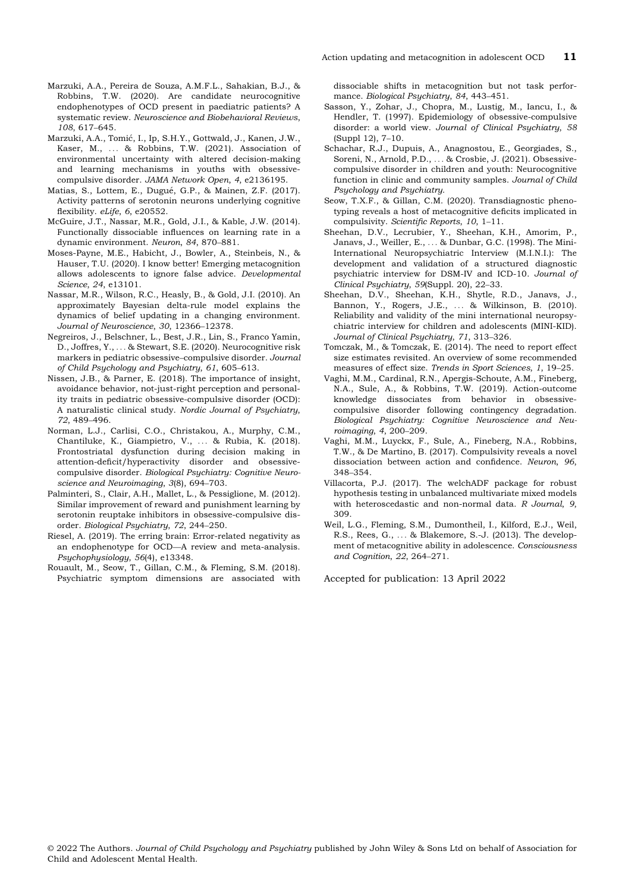Marzuki, A.A., Pereira de Souza, A.M.F.L., Sahakian, B.J., & Robbins, T.W. (2020). Are candidate neurocognitive endophenotypes of OCD present in paediatric patients? A systematic review. *Neuroscience and Biobehavioral Reviews*, *108*, 617–645.

Marzuki, A.A., Tomić, I., Ip, S.H.Y., Gottwald, J., Kanen, J.W., Kaser, M., … & Robbins, T.W. (2021). Association of environmental uncertainty with altered decision-making and learning mechanisms in youths with obsessive-compulsive disorder. *JAMA Network Open*, *4*, e2136195.

Matias, S., Lottem, E., Dugué, G.P., & Mainen, Z.F. (2017). Activity patterns of serotonin neurons underlying cognitive flexibility. *eLife*, *6*, e20552.

McGuire, J.T., Nassar, M.R., Gold, J.I., & Kable, J.W. (2014). Functionally dissociable influences on learning rate in a dynamic environment. *Neuron*, *84*, 870–881.

Moses-Payne, M.E., Habicht, J., Bowler, A., Steinbeis, N., & Hauser, T.U. (2020). I know better! Emerging metacognition allows adolescents to ignore false advice. *Developmental Science*, *24*, e13101.

Nassar, M.R., Wilson, R.C., Heasly, B., & Gold, J.I. (2010). An approximately Bayesian delta-rule model explains the dynamics of belief updating in a changing environment. *Journal of Neuroscience*, *30*, 12366–12378.

Negreiros, J., Belschner, L., Best, J.R., Lin, S., Franco Yamin, D., Joffres, Y., … & Stewart, S.E. (2020). Neurocognitive risk markers in pediatric obsessive–compulsive disorder. *Journal of Child Psychology and Psychiatry*, *61*, 605–613.

Nissen, J.B., & Parner, E. (2018). The importance of insight, avoidance behavior, not-just-right perception and personality traits in pediatric obsessive-compulsive disorder (OCD): A naturalistic clinical study. *Nordic Journal of Psychiatry*, *72*, 489–496.

Norman, L.J., Carlisi, C.O., Christakou, A., Murphy, C.M., Chantiluke, K., Giampietro, V., … & Rubia, K. (2018). Frontostriatal dysfunction during decision making in attention-deficit/hyperactivity disorder and obsessive-compulsive disorder. *Biological Psychiatry: Cognitive Neuroscience and Neuroimaging*, *3*(8), 694–703.

Palminteri, S., Clair, A.H., Mallet, L., & Pessiglione, M. (2012). Similar improvement of reward and punishment learning by serotonin reuptake inhibitors in obsessive-compulsive disorder. *Biological Psychiatry*, *72*, 244–250.

Riesel, A. (2019). The erring brain: Error-related negativity as an endophenotype for OCD—A review and meta-analysis. *Psychophysiology*, *56*(4), e13348.

Rouault, M., Seow, T., Gillan, C.M., & Fleming, S.M. (2018). Psychiatric symptom dimensions are associated with dissociable shifts in metacognition but not task performance. *Biological Psychiatry*, *84*, 443–451.

Sasson, Y., Zohar, J., Chopra, M., Lustig, M., Iancu, I., & Hendler, T. (1997). Epidemiology of obsessive-compulsive disorder: a world view. *Journal of Clinical Psychiatry*, *58* (Suppl 12), 7–10.

Schachar, R.J., Dupuis, A., Anagnostou, E., Georgiades, S., Soreni, N., Arnold, P.D., … & Crosbie, J. (2021). Obsessive-compulsive disorder in children and youth: Neurocognitive function in clinic and community samples. *Journal of Child Psychology and Psychiatry*.

Seow, T.X.F., & Gillan, C.M. (2020). Transdiagnostic phenotyping reveals a host of metacognitive deficits implicated in compulsivity. *Scientific Reports*, *10*, 1–11.

Sheehan, D.V., Lecrubier, Y., Sheehan, K.H., Amorim, P., Janavs, J., Weiller, E., … & Dunbar, G.C. (1998). The Mini-International Neuropsychiatric Interview (M.I.N.I.): The development and validation of a structured diagnostic psychiatric interview for DSM-IV and ICD-10. *Journal of Clinical Psychiatry*, *59*(Suppl. 20), 22–33.

Sheehan, D.V., Sheehan, K.H., Shytle, R.D., Janavs, J., Bannon, Y., Rogers, J.E., … & Wilkinson, B. (2010). Reliability and validity of the mini international neuropsychiatric interview for children and adolescents (MINI-KID). *Journal of Clinical Psychiatry*, *71*, 313–326.

Tomczak, M., & Tomczak, E. (2014). The need to report effect size estimates revisited. An overview of some recommended measures of effect size. *Trends in Sport Sciences*, *1*, 19–25.

Vaghi, M.M., Cardinal, R.N., Apergis-Schoute, A.M., Fineberg, N.A., Sule, A., & Robbins, T.W. (2019). Action-outcome knowledge dissociates from behavior in obsessive-compulsive disorder following contingency degradation. *Biological Psychiatry: Cognitive Neuroscience and Neuroimaging*, *4*, 200–209.

Vaghi, M.M., Luyckx, F., Sule, A., Fineberg, N.A., Robbins, T.W., & De Martino, B. (2017). Compulsivity reveals a novel dissociation between action and confidence. *Neuron*, *96*, 348–354.

Villacorta, P.J. (2017). The welchADF package for robust hypothesis testing in unbalanced multivariate mixed models with heteroscedastic and non-normal data. *R Journal*, *9*, 309.

Weil, L.G., Fleming, S.M., Dumontheil, I., Kilford, E.J., Weil, R.S., Rees, G., … & Blakemore, S.-J. (2013). The development of metacognitive ability in adolescence. *Consciousness and Cognition*, *22*, 264–271.

Accepted for publication: 13 April 2022